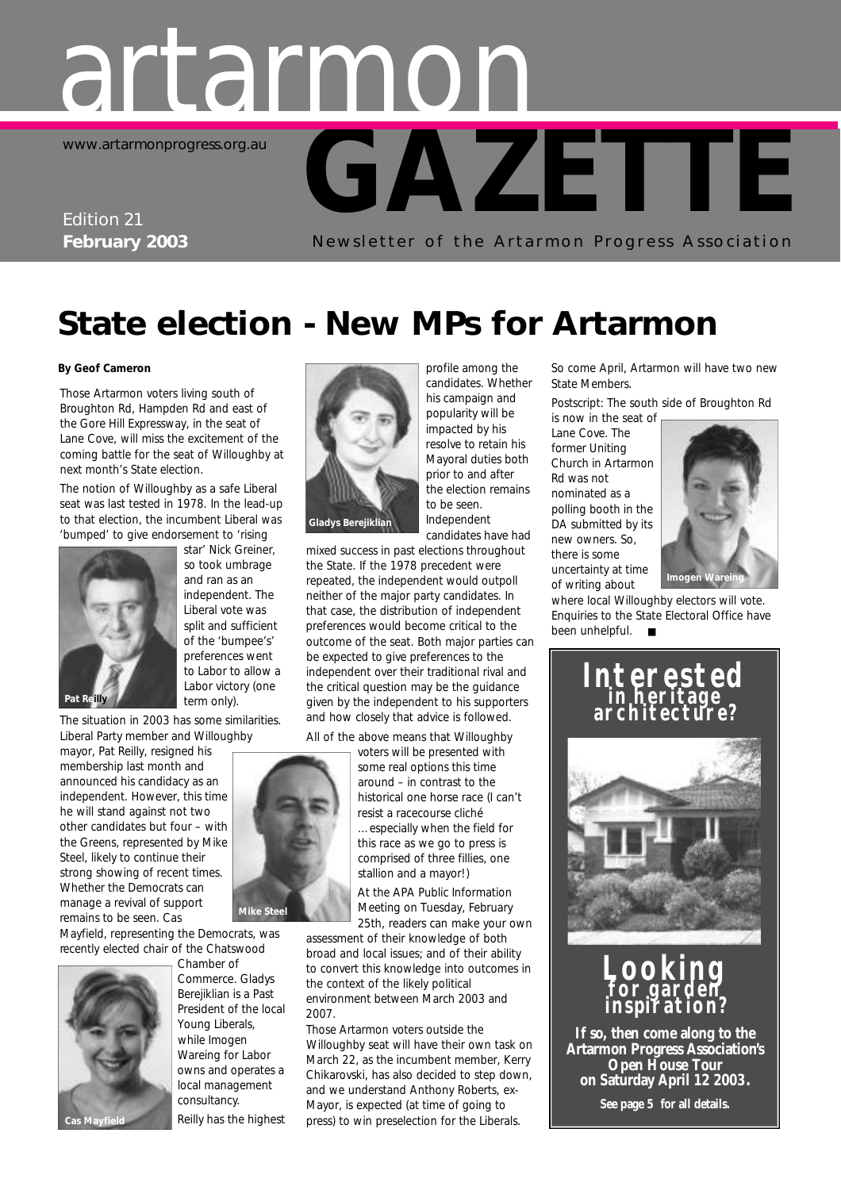# artarmon GAZETTE

www.artarmonprogress.org.au

Edition 21
**February 2003**

Newsletter of the Artarmon Progress Association

# State election - New MPs for Artarmon

**By Geof Cameron**

Those Artarmon voters living south of Broughton Rd, Hampden Rd and east of the Gore Hill Expressway, in the seat of Lane Cove, will miss the excitement of the coming battle for the seat of Willoughby at next month's State election.

The notion of Willoughby as a safe Liberal seat was last tested in 1978. In the lead-up to that election, the incumbent Liberal was 'bumped' to give endorsement to 'rising star' Nick Greiner, so took umbrage and ran as an independent. The Liberal vote was split and sufficient of the 'bumpee's' preferences went to Labor to allow a Labor victory (one term only).

Pat Reilly

The situation in 2003 has some similarities. Liberal Party member and Willoughby mayor, Pat Reilly, resigned his membership last month and announced his candidacy as an independent. However, this time he will stand against not two other candidates but four – with the Greens, represented by Mike Steel, likely to continue their strong showing of recent times. Whether the Democrats can manage a revival of support remains to be seen. Cas Mayfield, representing the Democrats, was recently elected chair of the Chatswood Chamber of Commerce. Gladys Berejiklian is a Past President of the local Young Liberals, while Imogen Wareing for Labor owns and operates a local management consultancy.

Cas Mayfield

Reilly has the highest profile among the candidates. Whether his campaign and popularity will be impacted by his resolve to retain his Mayoral duties both prior to and after the election remains to be seen. Independent candidates have had mixed success in past elections throughout the State. If the 1978 precedent were repeated, the independent would outpoll neither of the major party candidates. In that case, the distribution of independent preferences would become critical to the outcome of the seat. Both major parties can be expected to give preferences to the independent over their traditional rival and the critical question may be the guidance given by the independent to his supporters and how closely that advice is followed.

Gladys Berejiklian

All of the above means that Willoughby voters will be presented with some real options this time around – in contrast to the historical one horse race (I can't resist a racecourse cliché …especially when the field for this race as we go to press is comprised of three fillies, one stallion and a mayor!)

Mike Steel

At the APA Public Information Meeting on Tuesday, February 25th, readers can make your own assessment of their knowledge of both broad and local issues; and of their ability to convert this knowledge into outcomes in the context of the likely political environment between March 2003 and 2007.

Those Artarmon voters outside the Willoughby seat will have their own task on March 22, as the incumbent member, Kerry Chikarovski, has also decided to step down, and we understand Anthony Roberts, ex-Mayor, is expected (at time of going to press) to win preselection for the Liberals.

So come April, Artarmon will have two new State Members.

Postscript: The south side of Broughton Rd is now in the seat of Lane Cove. The former Uniting Church in Artarmon Rd was not nominated as a polling booth in the DA submitted by its new owners. So, there is some uncertainty at time of writing about where local Willoughby electors will vote. Enquiries to the State Electoral Office have been unhelpful. ■

Imogen Wareing

---

**Interested in heritage architecture?**

**Looking for garden inspiration?**

**If so, then come along to the Artarmon Progress Association's Open House Tour on Saturday April 12 2003.**

**See page 5 for all details.**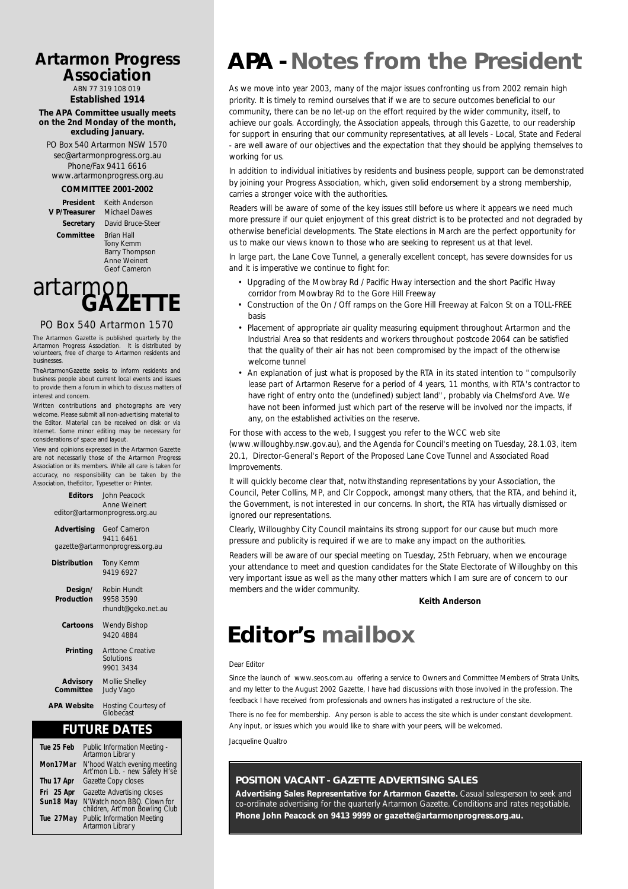# Artarmon Progress Association

ABN 77 319 108 019

**Established 1914**

**The APA Committee usually meets on the 2nd Monday of the month, excluding January.**

PO Box 540 Artarmon NSW 1570
sec@artarmonprogress.org.au
Phone/Fax 9411 6616
www.artarmonprogress.org.au

**COMMITTEE 2001-2002**

| | |
|---|---|
| **President** | Keith Anderson |
| **V P/Treasurer** | Michael Dawes |
| **Secretary** | David Bruce-Steer |
| **Committee** | Brian Hall<br>Tony Kemm<br>Barry Thompson<br>Anne Weinert<br>Geof Cameron |

## artarmon GAZETTE

PO Box 540 Artarmon 1570

The Artarmon Gazette is published quarterly by the Artarmon Progress Association. It is distributed by volunteers, free of charge to Artarmon residents and businesses.

TheArtarmonGazette seeks to inform residents and business people about current local events and issues to provide them a forum in which to discuss matters of interest and concern.

Written contributions and photographs are very welcome. Please submit all non-advertising material to the Editor. Material can be received on disk or via Internet. Some minor editing may be necessary for considerations of space and layout.

View and opinions expressed in the Artarmon Gazette are not necessarily those of the Artarmon Progress Association or its members. While all care is taken for accuracy, no responsibility can be taken by the Association, theEditor, Typesetter or Printer.

| | |
|---|---|
| **Editors** | John Peacock<br>Anne Weinert<br>editor@artarmonprogress.org.au |
| **Advertising** | Geof Cameron<br>9411 6461<br>gazette@artarmonprogress.org.au |
| **Distribution** | Tony Kemm<br>9419 6927 |
| **Design/ Production** | Robin Hundt<br>9958 3590<br>rhundt@geko.net.au |
| **Cartoons** | Wendy Bishop<br>9420 4884 |
| **Printing** | Arttone Creative Solutions<br>9901 3434 |
| **Advisory Committee** | Mollie Shelley<br>Judy Vago |
| **APA Website** | Hosting Courtesy of Globecast |

## FUTURE DATES

| | |
|---|---|
| **Tue 25 Feb** | Public Information Meeting - Artarmon Library |
| **Mon17Mar** | N'hood Watch evening meeting Art'mon Lib. - new Safety H'se |
| **Thu 17 Apr** | Gazette Copy closes |
| **Fri 25 Apr** | Gazette Advertising closes |
| **Sun18 May** | N'Watch noon BBQ. Clown for children, Art'mon Bowling Club |
| **Tue 27May** | Public Information Meeting Artarmon Library |

# APA - Notes from the President

As we move into year 2003, many of the major issues confronting us from 2002 remain high priority. It is timely to remind ourselves that if we are to secure outcomes beneficial to our community, there can be no let-up on the effort required by the wider community, itself, to achieve our goals. Accordingly, the Association appeals, through this Gazette, to our readership for support in ensuring that our community representatives, at all levels - Local, State and Federal - are well aware of our objectives and the expectation that they should be applying themselves to working for us.

In addition to individual initiatives by residents and business people, support can be demonstrated by joining your Progress Association, which, given solid endorsement by a strong membership, carries a stronger voice with the authorities.

Readers will be aware of some of the key issues still before us where it appears we need much more pressure if our quiet enjoyment of this great district is to be protected and not degraded by otherwise beneficial developments. The State elections in March are the perfect opportunity for us to make our views known to those who are seeking to represent us at that level.

In large part, the Lane Cove Tunnel, a generally excellent concept, has severe downsides for us and it is imperative we continue to fight for:

- Upgrading of the Mowbray Rd / Pacific Hwy intersection and the short Pacific Hwy corridor from Mowbray Rd to the Gore Hill Freeway
- Construction of the On / Off ramps on the Gore Hill Freeway at Falcon St on a TOLL-FREE basis
- Placement of appropriate air quality measuring equipment throughout Artarmon and the Industrial Area so that residents and workers throughout postcode 2064 can be satisfied that the quality of their air has not been compromised by the impact of the otherwise welcome tunnel
- An explanation of just what is proposed by the RTA in its stated intention to "compulsorily lease part of Artarmon Reserve for a period of 4 years, 11 months, with RTA's contractor to have right of entry onto the (undefined) subject land", probably via Chelmsford Ave. We have not been informed just which part of the reserve will be involved nor the impacts, if any, on the established activities on the reserve.

For those with access to the web, I suggest you refer to the WCC web site (www.willoughby.nsw.gov.au), and the Agenda for Council's meeting on Tuesday, 28.1.03, item 20.1, Director-General's Report of the Proposed Lane Cove Tunnel and Associated Road Improvements.

It will quickly become clear that, notwithstanding representations by your Association, the Council, Peter Collins, MP, and Clr Coppock, amongst many others, that the RTA, and behind it, the Government, is not interested in our concerns. In short, the RTA has virtually dismissed or ignored our representations.

Clearly, Willoughby City Council maintains its strong support for our cause but much more pressure and publicity is required if we are to make any impact on the authorities.

Readers will be aware of our special meeting on Tuesday, 25th February, when we encourage your attendance to meet and question candidates for the State Electorate of Willoughby on this very important issue as well as the many other matters which I am sure are of concern to our members and the wider community.

**Keith Anderson**

# Editor's mailbox

Dear Editor

Since the launch of www.seos.com.au offering a service to Owners and Committee Members of Strata Units, and my letter to the August 2002 Gazette, I have had discussions with those involved in the profession. The feedback I have received from professionals and owners has instigated a restructure of the site.

There is no fee for membership. Any person is able to access the site which is under constant development. Any input, or issues which you would like to share with your peers, will be welcomed.

Jacqueline Qualtro

### POSITION VACANT - GAZETTE ADVERTISING SALES

**Advertising Sales Representative for Artarmon Gazette.** Casual salesperson to seek and co-ordinate advertising for the quarterly Artarmon Gazette. Conditions and rates negotiable. **Phone John Peacock on 9413 9999 or gazette@artarmonprogress.org.au.**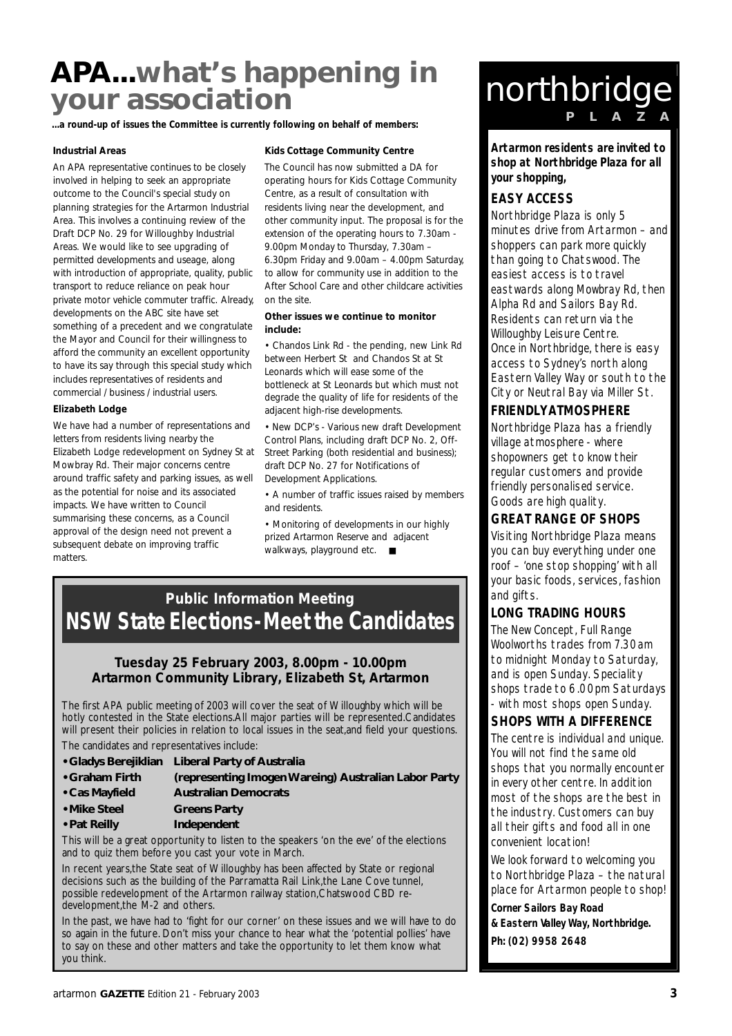# APA...what's happening in your association

**...a round-up of issues the Committee is currently following on behalf of members:**

### Industrial Areas

An APA representative continues to be closely involved in helping to seek an appropriate outcome to the Council's special study on planning strategies for the Artarmon Industrial Area. This involves a continuing review of the Draft DCP No. 29 for Willoughby Industrial Areas. We would like to see upgrading of permitted developments and useage, along with introduction of appropriate, quality, public transport to reduce reliance on peak hour private motor vehicle commuter traffic. Already, developments on the ABC site have set something of a precedent and we congratulate the Mayor and Council for their willingness to afford the community an excellent opportunity to have its say through this special study which includes representatives of residents and commercial / business / industrial users.

### Elizabeth Lodge

We have had a number of representations and letters from residents living nearby the Elizabeth Lodge redevelopment on Sydney St at Mowbray Rd. Their major concerns centre around traffic safety and parking issues, as well as the potential for noise and its associated impacts. We have written to Council summarising these concerns, as a Council approval of the design need not prevent a subsequent debate on improving traffic matters.

### Kids Cottage Community Centre

The Council has now submitted a DA for operating hours for Kids Cottage Community Centre, as a result of consultation with residents living near the development, and other community input. The proposal is for the extension of the operating hours to 7.30am - 9.00pm Monday to Thursday, 7.30am – 6.30pm Friday and 9.00am – 4.00pm Saturday, to allow for community use in addition to the After School Care and other childcare activities on the site.

**Other issues we continue to monitor include:**

- Chandos Link Rd - the pending, new Link Rd between Herbert St and Chandos St at St Leonards which will ease some of the bottleneck at St Leonards but which must not degrade the quality of life for residents of the adjacent high-rise developments.
- New DCP's - Various new draft Development Control Plans, including draft DCP No. 2, Off-Street Parking (both residential and business); draft DCP No. 27 for Notifications of Development Applications.
- A number of traffic issues raised by members and residents.
- Monitoring of developments in our highly prized Artarmon Reserve and adjacent walkways, playground etc. ■

## Public Information Meeting
## NSW State Elections - Meet the Candidates

**Tuesday 25 February 2003, 8.00pm - 10.00pm**
**Artarmon Community Library, Elizabeth St, Artarmon**

The first APA public meeting of 2003 will cover the seat of Willoughby which will be hotly contested in the State elections.All major parties will be represented.Candidates will present their policies in relation to local issues in the seat,and field your questions.

The candidates and representatives include:

- **Gladys Berejiklian** — **Liberal Party of Australia**
- **Graham Firth** — **(representing Imogen Wareing) Australian Labor Party**
- **Cas Mayfield** — **Australian Democrats**
- **Mike Steel** — **Greens Party**
- **Pat Reilly** — **Independent**

This will be a great opportunity to listen to the speakers 'on the eve' of the elections and to quiz them before you cast your vote in March.

In recent years,the State seat of Willoughby has been affected by State or regional decisions such as the building of the Parramatta Rail Link,the Lane Cove tunnel, possible redevelopment of the Artarmon railway station,Chatswood CBD re-development,the M-2 and others.

In the past, we have had to 'fight for our corner' on these issues and we will have to do so again in the future. Don't miss your chance to hear what the 'potential pollies' have to say on these and other matters and take the opportunity to let them know what you think.

## northbridge PLAZA

**Artarmon residents are invited to shop at Northbridge Plaza for all your shopping,**

### EASY ACCESS

Northbridge Plaza is only 5 minutes drive from Artarmon – and shoppers can park more quickly than going to Chatswood. The easiest access is to travel eastwards along Mowbray Rd, then Alpha Rd and Sailors Bay Rd. Residents can return via the Willoughby Leisure Centre. Once in Northbridge, there is easy access to Sydney's north along Eastern Valley Way or south to the City or Neutral Bay via Miller St.

### FRIENDLY ATMOSPHERE

Northbridge Plaza has a friendly village atmosphere - where shopowners get to know their regular customers and provide friendly personalised service. Goods are high quality.

### GREAT RANGE OF SHOPS

Visiting Northbridge Plaza means you can buy everything under one roof – 'one stop shopping' with all your basic foods, services, fashion and gifts.

### LONG TRADING HOURS

The New Concept, Full Range Woolworths trades from 7.30am to midnight Monday to Saturday, and is open Sunday. Speciality shops trade to 6.00pm Saturdays - with most shops open Sunday.

### SHOPS WITH A DIFFERENCE

The centre is individual and unique. You will not find the same old shops that you normally encounter in every other centre. In addition most of the shops are the best in the industry. Customers can buy all their gifts and food all in one convenient location!

We look forward to welcoming you to Northbridge Plaza – the natural place for Artarmon people to shop!

**Corner Sailors Bay Road & Eastern Valley Way, Northbridge.**
**Ph: (02) 9958 2648**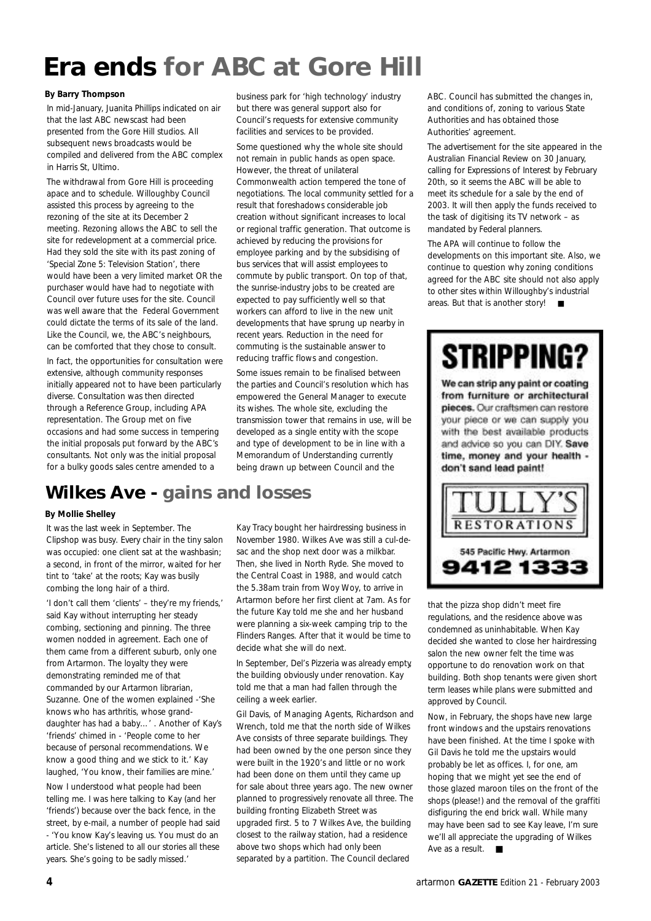# Era ends for ABC at Gore Hill

**By Barry Thompson**

In mid-January, Juanita Phillips indicated on air that the last ABC newscast had been presented from the Gore Hill studios. All subsequent news broadcasts would be compiled and delivered from the ABC complex in Harris St, Ultimo.

The withdrawal from Gore Hill is proceeding apace and to schedule. Willoughby Council assisted this process by agreeing to the rezoning of the site at its December 2 meeting. Rezoning allows the ABC to sell the site for redevelopment at a commercial price. Had they sold the site with its past zoning of 'Special Zone 5: Television Station', there would have been a very limited market OR the purchaser would have had to negotiate with Council over future uses for the site. Council was well aware that the Federal Government could dictate the terms of its sale of the land. Like the Council, we, the ABC's neighbours, can be comforted that they chose to consult.

In fact, the opportunities for consultation were extensive, although community responses initially appeared not to have been particularly diverse. Consultation was then directed through a Reference Group, including APA representation. The Group met on five occasions and had some success in tempering the initial proposals put forward by the ABC's consultants. Not only was the initial proposal for a bulky goods sales centre amended to a business park for 'high technology' industry but there was general support also for Council's requests for extensive community facilities and services to be provided.

Some questioned why the whole site should not remain in public hands as open space. However, the threat of unilateral Commonwealth action tempered the tone of negotiations. The local community settled for a result that foreshadows considerable job creation without significant increases to local or regional traffic generation. That outcome is achieved by reducing the provisions for employee parking and by the subsidising of bus services that will assist employees to commute by public transport. On top of that, the sunrise-industry jobs to be created are expected to pay sufficiently well so that workers can afford to live in the new unit developments that have sprung up nearby in recent years. Reduction in the need for commuting is the sustainable answer to reducing traffic flows and congestion.

Some issues remain to be finalised between the parties and Council's resolution which has empowered the General Manager to execute its wishes. The whole site, excluding the transmission tower that remains in use, will be developed as a single entity with the scope and type of development to be in line with a Memorandum of Understanding currently being drawn up between Council and the ABC. Council has submitted the changes in, and conditions of, zoning to various State Authorities and has obtained those Authorities' agreement.

The advertisement for the site appeared in the Australian Financial Review on 30 January, calling for Expressions of Interest by February 20th, so it seems the ABC will be able to meet its schedule for a sale by the end of 2003. It will then apply the funds received to the task of digitising its TV network – as mandated by Federal planners.

The APA will continue to follow the developments on this important site. Also, we continue to question why zoning conditions agreed for the ABC site should not also apply to other sites within Willoughby's industrial areas. But that is another story! ■

**STRIPPING?**

**We can strip any paint or coating from furniture or architectural pieces.** Our craftsmen can restore your piece or we can supply you with the best available products and advice so you can DIY. **Save time, money and your health - don't sand lead paint!**

**TULLY'S RESTORATIONS**

545 Pacific Hwy. Artarmon

**9412 1333**

# Wilkes Ave - gains and losses

**By Mollie Shelley**

It was the last week in September. The Clipshop was busy. Every chair in the tiny salon was occupied: one client sat at the washbasin; a second, in front of the mirror, waited for her tint to 'take' at the roots; Kay was busily combing the long hair of a third.

'I don't call them 'clients' – they're my friends,' said Kay without interrupting her steady combing, sectioning and pinning. The three women nodded in agreement. Each one of them came from a different suburb, only one from Artarmon. The loyalty they were demonstrating reminded me of that commanded by our Artarmon librarian, Suzanne. One of the women explained -'She knows who has arthritis, whose grand-daughter has had a baby…' . Another of Kay's 'friends' chimed in - 'People come to her because of personal recommendations. We know a good thing and we stick to it.' Kay laughed, 'You know, their families are mine.'

Now I understood what people had been telling me. I was here talking to Kay (and her 'friends') because over the back fence, in the street, by e-mail, a number of people had said - 'You know Kay's leaving us. You must do an article. She's listened to all our stories all these years. She's going to be sadly missed.'

Kay Tracy bought her hairdressing business in November 1980. Wilkes Ave was still a cul-de-sac and the shop next door was a milkbar. Then, she lived in North Ryde. She moved to the Central Coast in 1988, and would catch the 5.38am train from Woy Woy, to arrive in Artarmon before her first client at 7am. As for the future Kay told me she and her husband were planning a six-week camping trip to the Flinders Ranges. After that it would be time to decide what she will do next.

In September, Del's Pizzeria was already empty, the building obviously under renovation. Kay told me that a man had fallen through the ceiling a week earlier.

Gil Davis, of Managing Agents, Richardson and Wrench, told me that the north side of Wilkes Ave consists of three separate buildings. They had been owned by the one person since they were built in the 1920's and little or no work had been done on them until they came up for sale about three years ago. The new owner planned to progressively renovate all three. The building fronting Elizabeth Street was upgraded first. 5 to 7 Wilkes Ave, the building closest to the railway station, had a residence above two shops which had only been separated by a partition. The Council declared that the pizza shop didn't meet fire regulations, and the residence above was condemned as uninhabitable. When Kay decided she wanted to close her hairdressing salon the new owner felt the time was opportune to do renovation work on that building. Both shop tenants were given short term leases while plans were submitted and approved by Council.

Now, in February, the shops have new large front windows and the upstairs renovations have been finished. At the time I spoke with Gil Davis he told me the upstairs would probably be let as offices. I, for one, am hoping that we might yet see the end of those glazed maroon tiles on the front of the shops (please!) and the removal of the graffiti disfiguring the end brick wall. While many may have been sad to see Kay leave, I'm sure we'll all appreciate the upgrading of Wilkes Ave as a result. ■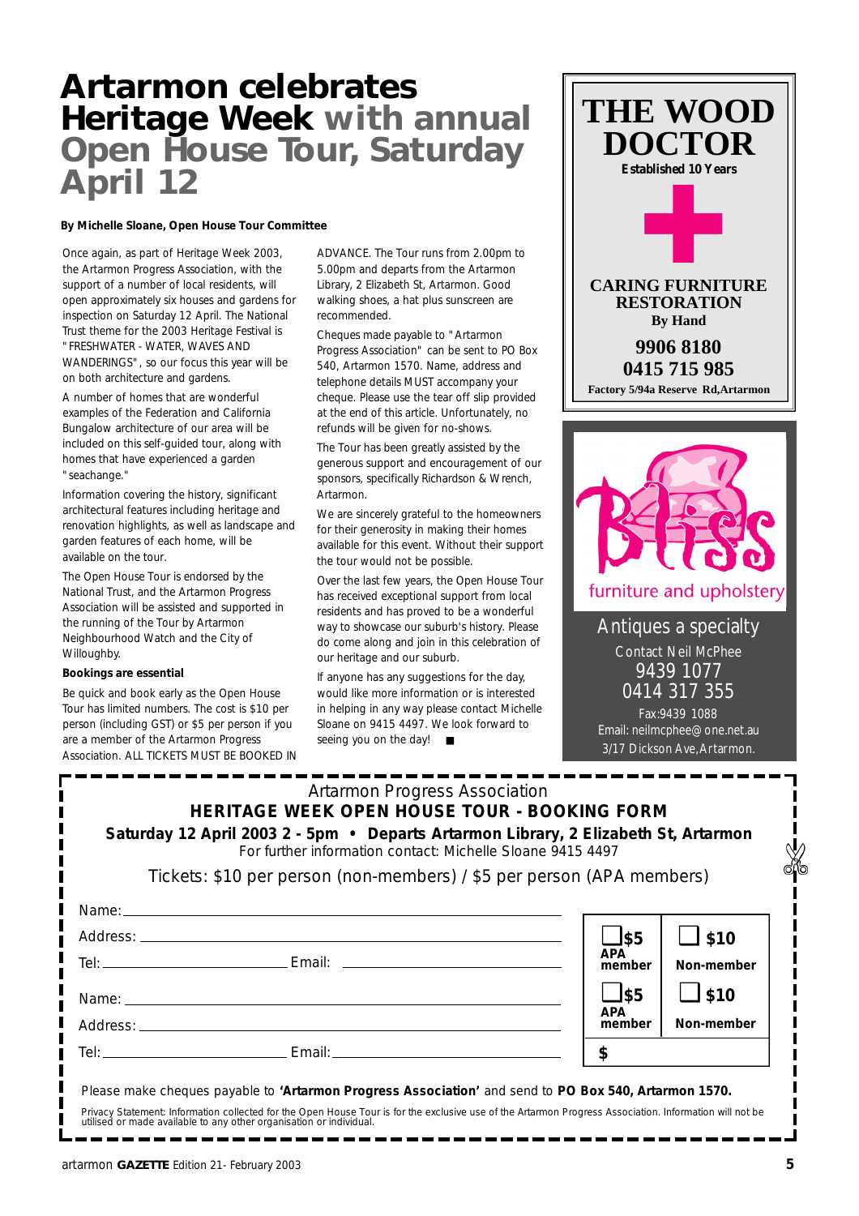# Artarmon celebrates Heritage Week with annual Open House Tour, Saturday April 12

**By Michelle Sloane, Open House Tour Committee**

Once again, as part of Heritage Week 2003, the Artarmon Progress Association, with the support of a number of local residents, will open approximately six houses and gardens for inspection on Saturday 12 April. The National Trust theme for the 2003 Heritage Festival is "FRESHWATER - WATER, WAVES AND WANDERINGS", so our focus this year will be on both architecture and gardens.

A number of homes that are wonderful examples of the Federation and California Bungalow architecture of our area will be included on this self-guided tour, along with homes that have experienced a garden "seachange."

Information covering the history, significant architectural features including heritage and renovation highlights, as well as landscape and garden features of each home, will be available on the tour.

The Open House Tour is endorsed by the National Trust, and the Artarmon Progress Association will be assisted and supported in the running of the Tour by Artarmon Neighbourhood Watch and the City of Willoughby.

**Bookings are essential**

Be quick and book early as the Open House Tour has limited numbers. The cost is $10 per person (including GST) or $5 per person if you are a member of the Artarmon Progress Association. ALL TICKETS MUST BE BOOKED IN ADVANCE. The Tour runs from 2.00pm to 5.00pm and departs from the Artarmon Library, 2 Elizabeth St, Artarmon. Good walking shoes, a hat plus sunscreen are recommended.

Cheques made payable to "Artarmon Progress Association" can be sent to PO Box 540, Artarmon 1570. Name, address and telephone details MUST accompany your cheque. Please use the tear off slip provided at the end of this article. Unfortunately, no refunds will be given for no-shows.

The Tour has been greatly assisted by the generous support and encouragement of our sponsors, specifically Richardson & Wrench, Artarmon.

We are sincerely grateful to the homeowners for their generosity in making their homes available for this event. Without their support the tour would not be possible.

Over the last few years, the Open House Tour has received exceptional support from local residents and has proved to be a wonderful way to showcase our suburb's history. Please do come along and join in this celebration of our heritage and our suburb.

If anyone has any suggestions for the day, would like more information or is interested in helping in any way please contact Michelle Sloane on 9415 4497. We look forward to seeing you on the day!

---

**THE WOOD DOCTOR**
Established 10 Years

**CARING FURNITURE RESTORATION**
By Hand

9906 8180
0415 715 985

Factory 5/94a Reserve Rd, Artarmon

---

**Bliss**
furniture and upholstery

Antiques a specialty
Contact Neil McPhee
9439 1077
0414 317 355
Fax: 9439 1088
Email: neilmcphee@one.net.au
3/17 Dickson Ave, Artarmon.

---

Artarmon Progress Association

**HERITAGE WEEK OPEN HOUSE TOUR - BOOKING FORM**

**Saturday 12 April 2003 2 - 5pm • Departs Artarmon Library, 2 Elizabeth St, Artarmon**

For further information contact: Michelle Sloane 9415 4497

Tickets: $10 per person (non-members) / $5 per person (APA members)

Name: ______________________

Address: ______________________

Tel: ____________ Email: ____________

☐ $5 APA member ☐ $10 Non-member

Name: ______________________

Address: ______________________

Tel: ____________ Email: ____________

☐ $5 APA member ☐ $10 Non-member

$

Please make cheques payable to **'Artarmon Progress Association'** and send to **PO Box 540, Artarmon 1570.**

Privacy Statement: Information collected for the Open House Tour is for the exclusive use of the Artarmon Progress Association. Information will not be utilised or made available to any other organisation or individual.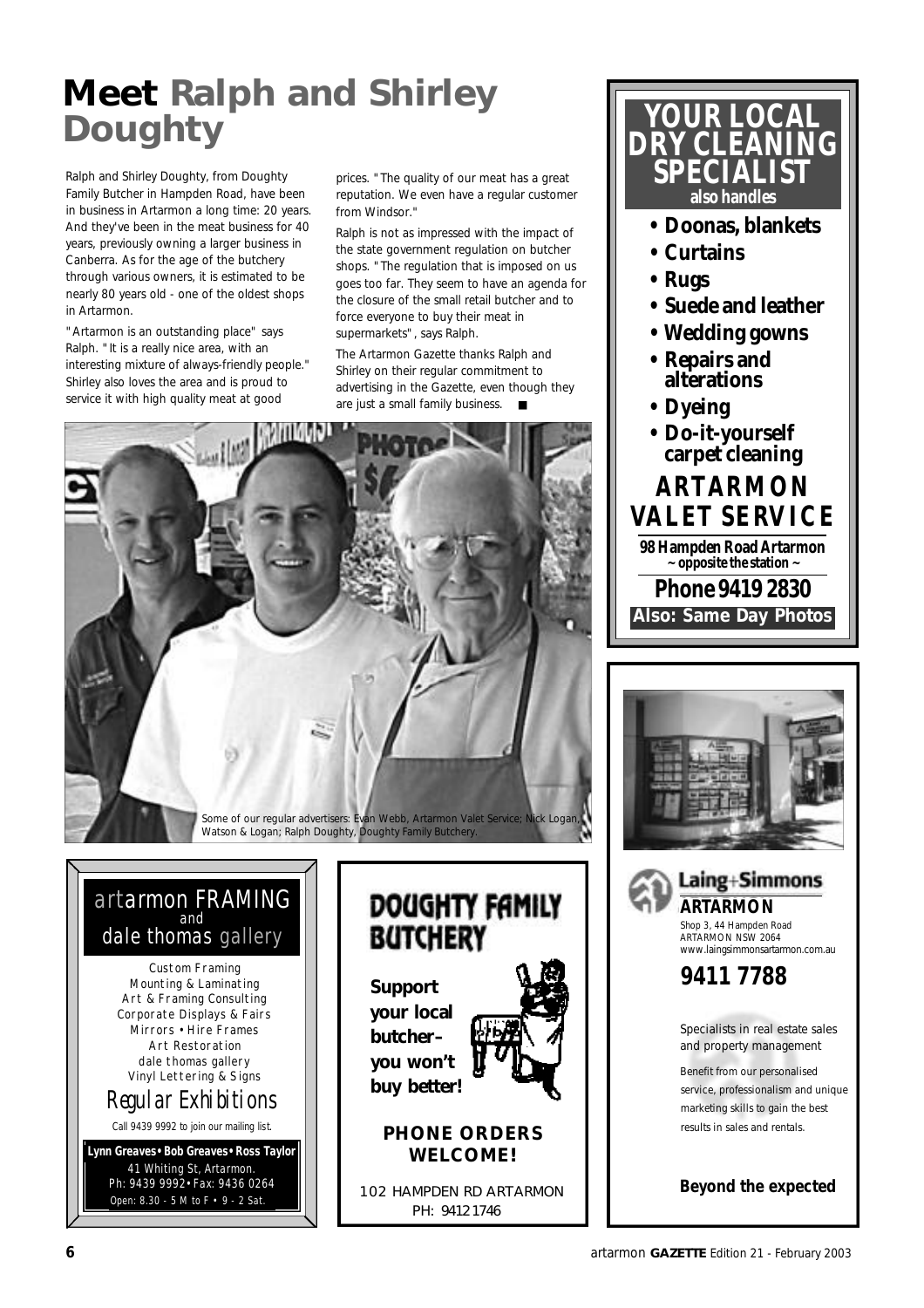# Meet Ralph and Shirley Doughty

Ralph and Shirley Doughty, from Doughty Family Butcher in Hampden Road, have been in business in Artarmon a long time: 20 years. And they've been in the meat business for 40 years, previously owning a larger business in Canberra. As for the age of the butchery through various owners, it is estimated to be nearly 80 years old - one of the oldest shops in Artarmon.

"Artarmon is an outstanding place" says Ralph. "It is a really nice area, with an interesting mixture of always-friendly people." Shirley also loves the area and is proud to service it with high quality meat at good prices. "The quality of our meat has a great reputation. We even have a regular customer from Windsor."

Ralph is not as impressed with the impact of the state government regulation on butcher shops. "The regulation that is imposed on us goes too far. They seem to have an agenda for the closure of the small retail butcher and to force everyone to buy their meat in supermarkets", says Ralph.

The Artarmon Gazette thanks Ralph and Shirley on their regular commitment to advertising in the Gazette, even though they are just a small family business. ■

Some of our regular advertisers: Evan Webb, Artarmon Valet Service; Nick Logan, Watson & Logan; Ralph Doughty, Doughty Family Butchery.

---

**YOUR LOCAL DRY CLEANING SPECIALIST**
**also handles**

- **Doonas, blankets**
- **Curtains**
- **Rugs**
- **Suede and leather**
- **Wedding gowns**
- **Repairs and alterations**
- **Dyeing**
- **Do-it-yourself carpet cleaning**

**ARTARMON VALET SERVICE**

**98 Hampden Road Artarmon**
**~ opposite the station ~**

**Phone 9419 2830**

**Also: Same Day Photos**

---

**Laing+Simmons**
**ARTARMON**
Shop 3, 44 Hampden Road
ARTARMON NSW 2064
www.laingsimmonsartarmon.com.au

**9411 7788**

Specialists in real estate sales and property management

Benefit from our personalised service, professionalism and unique marketing skills to gain the best results in sales and rentals.

**Beyond the expected**

---

artarmon FRAMING
and
dale thomas gallery

Custom Framing
Mounting & Laminating
Art & Framing Consulting
Corporate Displays & Fairs
Mirrors • Hire Frames
Art Restoration
dale thomas gallery
Vinyl Lettering & Signs

*Regular Exhibitions*

Call 9439 9992 to join our mailing list.

**Lynn Greaves • Bob Greaves • Ross Taylor**
41 Whiting St, Artarmon.
Ph: 9439 9992 • Fax: 9436 0264
Open: 8.30 - 5 M to F • 9 - 2 Sat.

---

**DOUGHTY FAMILY BUTCHERY**

**Support your local butcher– you won't buy better!**

**PHONE ORDERS WELCOME!**

102 HAMPDEN RD ARTARMON
PH: 9412 1746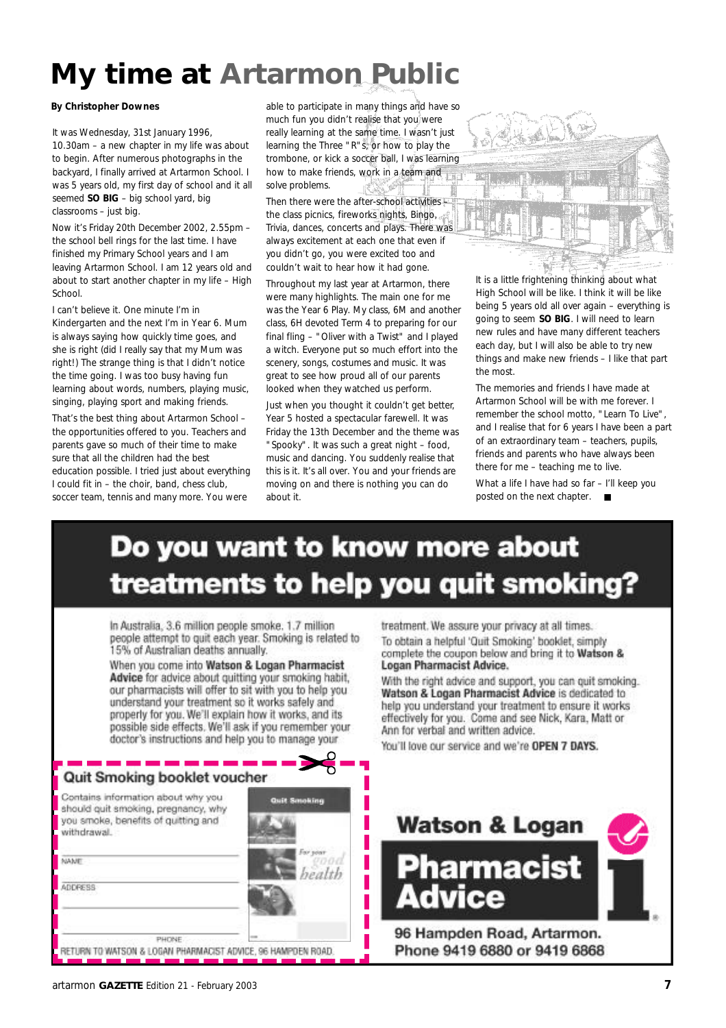# My time at Artarmon Public

**By Christopher Downes**

It was Wednesday, 31st January 1996, 10.30am – a new chapter in my life was about to begin. After numerous photographs in the backyard, I finally arrived at Artarmon School. I was 5 years old, my first day of school and it all seemed **SO BIG** – big school yard, big classrooms – just big.

Now it's Friday 20th December 2002, 2.55pm – the school bell rings for the last time. I have finished my Primary School years and I am leaving Artarmon School. I am 12 years old and about to start another chapter in my life – High School.

I can't believe it. One minute I'm in Kindergarten and the next I'm in Year 6. Mum is always saying how quickly time goes, and she is right (did I really say that my Mum was right!) The strange thing is that I didn't notice the time going. I was too busy having fun learning about words, numbers, playing music, singing, playing sport and making friends.

That's the best thing about Artarmon School – the opportunities offered to you. Teachers and parents gave so much of their time to make sure that all the children had the best education possible. I tried just about everything I could fit in – the choir, band, chess club, soccer team, tennis and many more. You were able to participate in many things and have so much fun you didn't realise that you were really learning at the same time. I wasn't just learning the Three "R"s, or how to play the trombone, or kick a soccer ball, I was learning how to make friends, work in a team and solve problems.

Then there were the after-school activities – the class picnics, fireworks nights, Bingo, Trivia, dances, concerts and plays. There was always excitement at each one that even if you didn't go, you were excited too and couldn't wait to hear how it had gone.

Throughout my last year at Artarmon, there were many highlights. The main one for me was the Year 6 Play. My class, 6M and another class, 6H devoted Term 4 to preparing for our final fling – "Oliver with a Twist" and I played a witch. Everyone put so much effort into the scenery, songs, costumes and music. It was great to see how proud all of our parents looked when they watched us perform.

Just when you thought it couldn't get better, Year 5 hosted a spectacular farewell. It was Friday the 13th December and the theme was "Spooky". It was such a great night – food, music and dancing. You suddenly realise that this is it. It's all over. You and your friends are moving on and there is nothing you can do about it.

It is a little frightening thinking about what High School will be like. I think it will be like being 5 years old all over again – everything is going to seem **SO BIG**. I will need to learn new rules and have many different teachers each day, but I will also be able to try new things and make new friends – I like that part the most.

The memories and friends I have made at Artarmon School will be with me forever. I remember the school motto, "Learn To Live", and I realise that for 6 years I have been a part of an extraordinary team – teachers, pupils, friends and parents who have always been there for me – teaching me to live.

What a life I have had so far – I'll keep you posted on the next chapter. ■

# Do you want to know more about treatments to help you quit smoking?

In Australia, 3.6 million people smoke. 1.7 million people attempt to quit each year. Smoking is related to 15% of Australian deaths annually.

When you come into **Watson & Logan Pharmacist Advice** for advice about quitting your smoking habit, our pharmacists will offer to sit with you to help you understand your treatment so it works safely and properly for you. We'll explain how it works, and its possible side effects. We'll ask if you remember your doctor's instructions and help you to manage your treatment. We assure your privacy at all times.

To obtain a helpful 'Quit Smoking' booklet, simply complete the coupon below and bring it to **Watson & Logan Pharmacist Advice.**

With the right advice and support, you can quit smoking. **Watson & Logan Pharmacist Advice** is dedicated to help you understand your treatment to ensure it works effectively for you. Come and see Nick, Kara, Matt or Ann for verbal and written advice.

You'll love our service and we're **OPEN 7 DAYS.**

## Quit Smoking booklet voucher

Contains information about why you should quit smoking, pregnancy, why you smoke, benefits of quitting and withdrawal.

NAME

ADDRESS

PHONE

RETURN TO WATSON & LOGAN PHARMACIST ADVICE, 96 HAMPDEN ROAD.

**Watson & Logan Pharmacist Advice**

**96 Hampden Road, Artarmon.**
**Phone 9419 6880 or 9419 6868**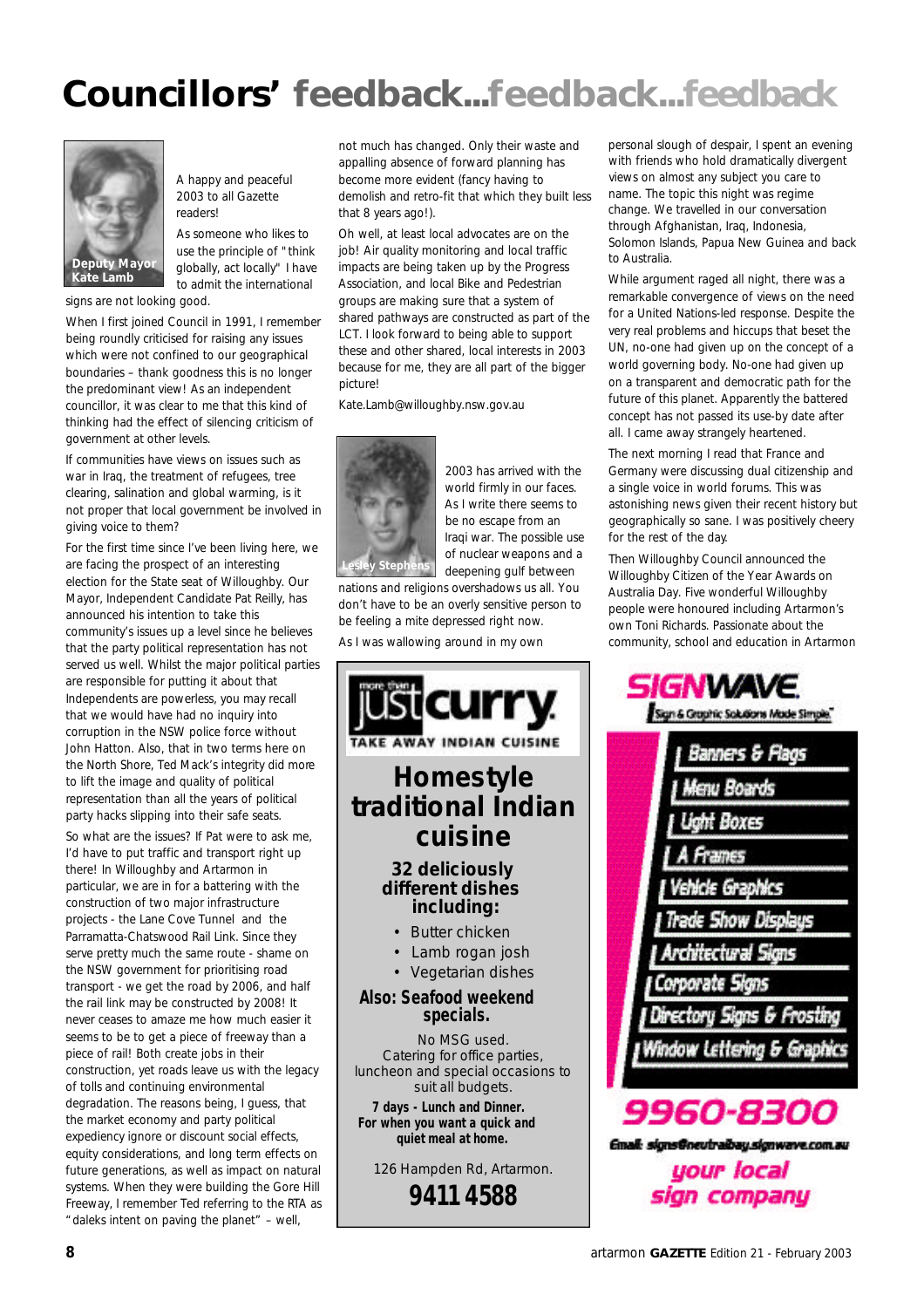# Councillors' feedback...feedback...feedback

Deputy Mayor Kate Lamb

A happy and peaceful 2003 to all Gazette readers!

As someone who likes to use the principle of "think globally, act locally" I have to admit the international signs are not looking good.

When I first joined Council in 1991, I remember being roundly criticised for raising any issues which were not confined to our geographical boundaries – thank goodness this is no longer the predominant view! As an independent councillor, it was clear to me that this kind of thinking had the effect of silencing criticism of government at other levels.

If communities have views on issues such as war in Iraq, the treatment of refugees, tree clearing, salination and global warming, is it not proper that local government be involved in giving voice to them?

For the first time since I've been living here, we are facing the prospect of an interesting election for the State seat of Willoughby. Our Mayor, Independent Candidate Pat Reilly, has announced his intention to take this community's issues up a level since he believes that the party political representation has not served us well. Whilst the major political parties are responsible for putting it about that Independents are powerless, you may recall that we would have had no inquiry into corruption in the NSW police force without John Hatton. Also, that in two terms here on the North Shore, Ted Mack's integrity did more to lift the image and quality of political representation than all the years of political party hacks slipping into their safe seats.

So what are the issues? If Pat were to ask me, I'd have to put traffic and transport right up there! In Willoughby and Artarmon in particular, we are in for a battering with the construction of two major infrastructure projects - the Lane Cove Tunnel and the Parramatta-Chatswood Rail Link. Since they serve pretty much the same route - shame on the NSW government for prioritising road transport - we get the road by 2006, and half the rail link may be constructed by 2008! It never ceases to amaze me how much easier it seems to be to get a piece of freeway than a piece of rail! Both create jobs in their construction, yet roads leave us with the legacy of tolls and continuing environmental degradation. The reasons being, I guess, that the market economy and party political expediency ignore or discount social effects, equity considerations, and long term effects on future generations, as well as impact on natural systems. When they were building the Gore Hill Freeway, I remember Ted referring to the RTA as "daleks intent on paving the planet" – well, not much has changed. Only their waste and appalling absence of forward planning has become more evident (fancy having to demolish and retro-fit that which they built less that 8 years ago!).

Oh well, at least local advocates are on the job! Air quality monitoring and local traffic impacts are being taken up by the Progress Association, and local Bike and Pedestrian groups are making sure that a system of shared pathways are constructed as part of the LCT. I look forward to being able to support these and other shared, local interests in 2003 because for me, they are all part of the bigger picture!

Kate.Lamb@willoughby.nsw.gov.au

Lesley Stephens

2003 has arrived with the world firmly in our faces. As I write there seems to be no escape from an Iraqi war. The possible use of nuclear weapons and a deepening gulf between nations and religions overshadows us all. You don't have to be an overly sensitive person to be feeling a mite depressed right now.

As I was wallowing around in my own personal slough of despair, I spent an evening with friends who hold dramatically divergent views on almost any subject you care to name. The topic this night was regime change. We travelled in our conversation through Afghanistan, Iraq, Indonesia, Solomon Islands, Papua New Guinea and back to Australia.

While argument raged all night, there was a remarkable convergence of views on the need for a United Nations-led response. Despite the very real problems and hiccups that beset the UN, no-one had given up on the concept of a world governing body. No-one had given up on a transparent and democratic path for the future of this planet. Apparently the battered concept has not passed its use-by date after all. I came away strangely heartened.

The next morning I read that France and Germany were discussing dual citizenship and a single voice in world forums. This was astonishing news given their recent history but geographically so sane. I was positively cheery for the rest of the day.

Then Willoughby Council announced the Willoughby Citizen of the Year Awards on Australia Day. Five wonderful Willoughby people were honoured including Artarmon's own Toni Richards. Passionate about the community, school and education in Artarmon

---

more than **justcurry**

TAKE AWAY INDIAN CUISINE

## Homestyle traditional Indian cuisine

### 32 deliciously different dishes including:

- Butter chicken
- Lamb rogan josh
- Vegetarian dishes

**Also: Seafood weekend specials.**

No MSG used.
Catering for office parties, luncheon and special occasions to suit all budgets.

**7 days - Lunch and Dinner. For when you want a quick and quiet meal at home.**

126 Hampden Rd, Artarmon.

**9411 4588**

---

**SIGNWAVE**

Sign & Graphic Solutions Made Simple™

- Banners & Flags
- Menu Boards
- Light Boxes
- A Frames
- Vehicle Graphics
- Trade Show Displays
- Architectural Signs
- Corporate Signs
- Directory Signs & Frosting
- Window Lettering & Graphics

**9960-8300**

Email: signs@neutralbay.signwave.com.au

*your local sign company*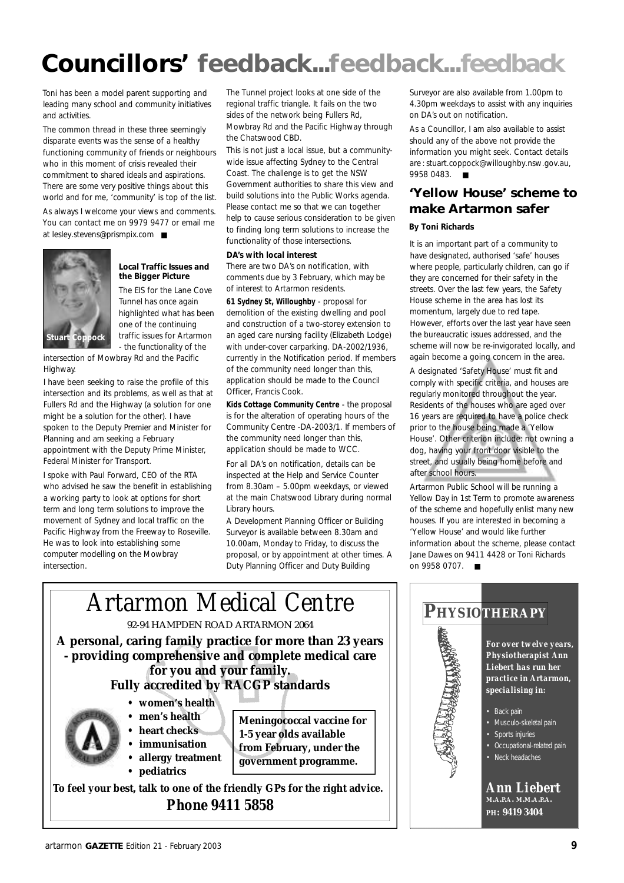# Councillors' feedback...feedback...feedback

Toni has been a model parent supporting and leading many school and community initiatives and activities.

The common thread in these three seemingly disparate events was the sense of a healthy functioning community of friends or neighbours who in this moment of crisis revealed their commitment to shared ideals and aspirations. There are some very positive things about this world and for me, 'community' is top of the list.

As always I welcome your views and comments. You can contact me on 9979 9477 or email me at lesley.stevens@prismpix.com ■

Stuart Coppock

**Local Traffic Issues and the Bigger Picture**

The EIS for the Lane Cove Tunnel has once again highlighted what has been one of the continuing traffic issues for Artarmon - the functionality of the intersection of Mowbray Rd and the Pacific Highway.

I have been seeking to raise the profile of this intersection and its problems, as well as that at Fullers Rd and the Highway (a solution for one might be a solution for the other). I have spoken to the Deputy Premier and Minister for Planning and am seeking a February appointment with the Deputy Prime Minister, Federal Minister for Transport.

I spoke with Paul Forward, CEO of the RTA who advised he saw the benefit in establishing a working party to look at options for short term and long term solutions to improve the movement of Sydney and local traffic on the Pacific Highway from the Freeway to Roseville. He was to look into establishing some computer modelling on the Mowbray intersection.

The Tunnel project looks at one side of the regional traffic triangle. It fails on the two sides of the network being Fullers Rd, Mowbray Rd and the Pacific Highway through the Chatswood CBD.

This is not just a local issue, but a community-wide issue affecting Sydney to the Central Coast. The challenge is to get the NSW Government authorities to share this view and build solutions into the Public Works agenda. Please contact me so that we can together help to cause serious consideration to be given to finding long term solutions to increase the functionality of those intersections.

**DA's with local interest**

There are two DA's on notification, with comments due by 3 February, which may be of interest to Artarmon residents.

**61 Sydney St, Willoughby** - proposal for demolition of the existing dwelling and pool and construction of a two-storey extension to an aged care nursing facility (Elizabeth Lodge) with under-cover carparking. DA-2002/1936, currently in the Notification period. If members of the community need longer than this, application should be made to the Council Officer, Francis Cook.

**Kids Cottage Community Centre** - the proposal is for the alteration of operating hours of the Community Centre -DA-2003/1. If members of the community need longer than this, application should be made to WCC.

For all DA's on notification, details can be inspected at the Help and Service Counter from 8.30am – 5.00pm weekdays, or viewed at the main Chatswood Library during normal Library hours.

A Development Planning Officer or Building Surveyor is available between 8.30am and 10.00am, Monday to Friday, to discuss the proposal, or by appointment at other times. A Duty Planning Officer and Duty Building Surveyor are also available from 1.00pm to 4.30pm weekdays to assist with any inquiries on DA's out on notification.

As a Councillor, I am also available to assist should any of the above not provide the information you might seek. Contact details are: stuart.coppock@willoughby.nsw.gov.au, 9958 0483. ■

## 'Yellow House' scheme to make Artarmon safer

**By Toni Richards**

It is an important part of a community to have designated, authorised 'safe' houses where people, particularly children, can go if they are concerned for their safety in the streets. Over the last few years, the Safety House scheme in the area has lost its momentum, largely due to red tape. However, efforts over the last year have seen the bureaucratic issues addressed, and the scheme will now be re-invigorated locally, and again become a going concern in the area.

A designated 'Safety House' must fit and comply with specific criteria, and houses are regularly monitored throughout the year. Residents of the houses who are aged over 16 years are required to have a police check prior to the house being made a 'Yellow House'. Other criterion include: not owning a dog, having your front door visible to the street, and usually being home before and after school hours.

Artarmon Public School will be running a Yellow Day in 1st Term to promote awareness of the scheme and hopefully enlist many new houses. If you are interested in becoming a 'Yellow House' and would like further information about the scheme, please contact Jane Dawes on 9411 4428 or Toni Richards on 9958 0707. ■

# Artarmon Medical Centre

92-94 HAMPDEN ROAD ARTARMON 2064

**A personal, caring family practice for more than 23 years - providing comprehensive and complete medical care for you and your family.**

**Fully accredited by RACGP standards**

- **women's health**
- **men's health**
- **heart checks**
- **immunisation**
- **allergy treatment**
- **pediatrics**

**Meningococcal vaccine for 1-5 year olds available from February, under the government programme.**

**To feel your best, talk to one of the friendly GPs for the right advice.**

**Phone 9411 5858**

# PHYSIOTHERAPY

***For over twelve years, Physiotherapist Ann Liebert has run her practice in Artarmon, specialising in:***

- Back pain
- Musculo-skeletal pain
- Sports injuries
- Occupational-related pain
- Neck headaches

**Ann Liebert**
**M.A.P.A. M.M.A.P.A.**
**PH: 9419 3404**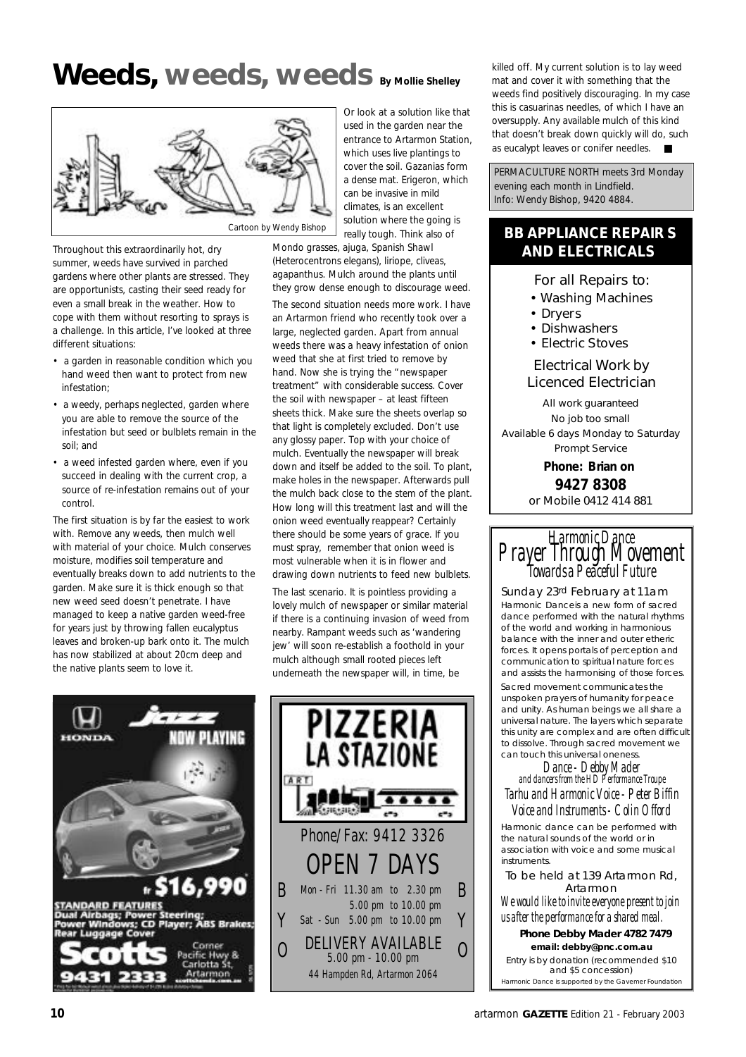# Weeds, weeds, weeds

By Mollie Shelley

Cartoon by Wendy Bishop

Throughout this extraordinarily hot, dry summer, weeds have survived in parched gardens where other plants are stressed. They are opportunists, casting their seed ready for even a small break in the weather. How to cope with them without resorting to sprays is a challenge. In this article, I've looked at three different situations:

- a garden in reasonable condition which you hand weed then want to protect from new infestation;
- a weedy, perhaps neglected, garden where you are able to remove the source of the infestation but seed or bulblets remain in the soil; and
- a weed infested garden where, even if you succeed in dealing with the current crop, a source of re-infestation remains out of your control.

The first situation is by far the easiest to work with. Remove any weeds, then mulch well with material of your choice. Mulch conserves moisture, modifies soil temperature and eventually breaks down to add nutrients to the garden. Make sure it is thick enough so that new weed seed doesn't penetrate. I have managed to keep a native garden weed-free for years just by throwing fallen eucalyptus leaves and broken-up bark onto it. The mulch has now stabilized at about 20cm deep and the native plants seem to love it.

Or look at a solution like that used in the garden near the entrance to Artarmon Station, which uses live plantings to cover the soil. Gazanias form a dense mat. Erigeron, which can be invasive in mild climates, is an excellent solution where the going is really tough. Think also of Mondo grasses, ajuga, Spanish Shawl (Heterocentrons elegans), liriope, cliveas, agapanthus. Mulch around the plants until they grow dense enough to discourage weed.

The second situation needs more work. I have an Artarmon friend who recently took over a large, neglected garden. Apart from annual weeds there was a heavy infestation of onion weed that she at first tried to remove by hand. Now she is trying the "newspaper treatment" with considerable success. Cover the soil with newspaper – at least fifteen sheets thick. Make sure the sheets overlap so that light is completely excluded. Don't use any glossy paper. Top with your choice of mulch. Eventually the newspaper will break down and itself be added to the soil. To plant, make holes in the newspaper. Afterwards pull the mulch back close to the stem of the plant. How long will this treatment last and will the onion weed eventually reappear? Certainly there should be some years of grace. If you must spray, remember that onion weed is most vulnerable when it is in flower and drawing down nutrients to feed new bulblets.

The last scenario. It is pointless providing a lovely mulch of newspaper or similar material if there is a continuing invasion of weed from nearby. Rampant weeds such as 'wandering jew' will soon re-establish a foothold in your mulch although small rooted pieces left underneath the newspaper will, in time, be killed off. My current solution is to lay weed mat and cover it with something that the weeds find positively discouraging. In my case this is casuarinas needles, of which I have an oversupply. Any available mulch of this kind that doesn't break down quickly will do, such as eucalypt leaves or conifer needles. ■

PERMACULTURE NORTH meets 3rd Monday evening each month in Lindfield.
Info: Wendy Bishop, 9420 4884.

## BB APPLIANCE REPAIRS AND ELECTRICALS

For all Repairs to:

- Washing Machines
- Dryers
- Dishwashers
- Electric Stoves

Electrical Work by Licenced Electrician

All work guaranteed
No job too small
Available 6 days Monday to Saturday
Prompt Service

**Phone: Brian on**
**9427 8308**
or Mobile 0412 414 881

## Harmonic Dance
## Prayer Through Movement
### Towards a Peaceful Future

Sunday 23rd February at 11am

Harmonic Dance is a new form of sacred dance performed with the natural rhythms of the world and working in harmonious balance with the inner and outer etheric forces. It opens portals of perception and communication to spiritual nature forces and assists the harmonising of those forces.

Sacred movement communicates the unspoken prayers of humanity for peace and unity. As human beings we all share a universal nature. The layers which separate this unity are complex and are often difficult to dissolve. Through sacred movement we can touch this universal oneness.

Dance - Debby Mader
and dancers from the HD Performance Troupe
Tarhu and Harmonic Voice - Peter Biffin
Voice and Instruments - Colin Offord

Harmonic dance can be performed with the natural sounds of the world or in association with voice and some musical instruments.

To be held at 139 Artarmon Rd, Artarmon

*We would like to invite everyone present to join us after the performance for a shared meal.*

**Phone Debby Mader 4782 7479**
**email: debby@pnc.com.au**

Entry is by donation (recommended $10 and $5 concession)

Harmonic Dance is supported by the Gavemer Foundation

HONDA Jazz NOW PLAYING

fr $16,990*

STANDARD FEATURES
Dual Airbags; Power Steering; Power Windows; CD Player; ABS Brakes; Rear Luggage Cover

Scotts — Corner Pacific Hwy & Carlotta St, Artarmon — scottshonda.com.au

9431 2333

## PIZZERIA LA STAZIONE

Phone/Fax: 9412 3326

OPEN 7 DAYS

BYO

Mon - Fri 11.30 am to 2.30 pm
5.00 pm to 10.00 pm
Sat - Sun 5.00 pm to 10.00 pm

DELIVERY AVAILABLE
5.00 pm - 10.00 pm

44 Hampden Rd, Artarmon 2064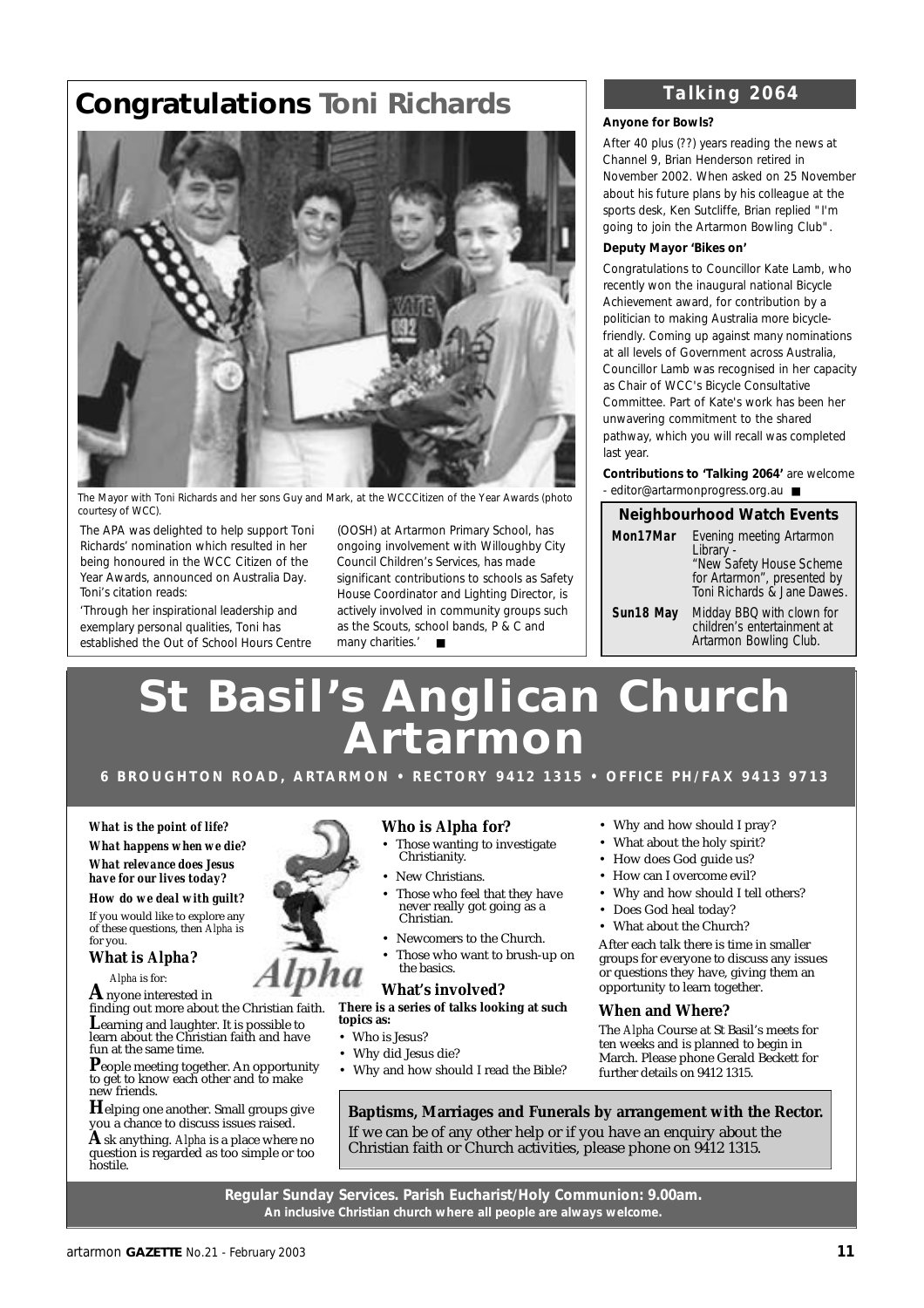# Congratulations Toni Richards

The Mayor with Toni Richards and her sons Guy and Mark, at the WCC Citizen of the Year Awards (photo courtesy of WCC).

The APA was delighted to help support Toni Richards' nomination which resulted in her being honoured in the WCC Citizen of the Year Awards, announced on Australia Day. Toni's citation reads:

'Through her inspirational leadership and exemplary personal qualities, Toni has established the Out of School Hours Centre (OOSH) at Artarmon Primary School, has ongoing involvement with Willoughby City Council Children's Services, has made significant contributions to schools as Safety House Coordinator and Lighting Director, is actively involved in community groups such as the Scouts, school bands, P & C and many charities.'

## Talking 2064

**Anyone for Bowls?**

After 40 plus (??) years reading the news at Channel 9, Brian Henderson retired in November 2002. When asked on 25 November about his future plans by his colleague at the sports desk, Ken Sutcliffe, Brian replied "I'm going to join the Artarmon Bowling Club".

**Deputy Mayor 'Bikes on'**

Congratulations to Councillor Kate Lamb, who recently won the inaugural national Bicycle Achievement award, for contribution by a politician to making Australia more bicycle-friendly. Coming up against many nominations at all levels of Government across Australia, Councillor Lamb was recognised in her capacity as Chair of WCC's Bicycle Consultative Committee. Part of Kate's work has been her unwavering commitment to the shared pathway, which you will recall was completed last year.

**Contributions to 'Talking 2064'** are welcome - editor@artarmonprogress.org.au

### Neighbourhood Watch Events

| | |
|---|---|
| **Mon17Mar** | Evening meeting Artarmon Library - "New Safety House Scheme for Artarmon", presented by Toni Richards & Jane Dawes. |
| **Sun18 May** | Midday BBQ with clown for children's entertainment at Artarmon Bowling Club. |

# St Basil's Anglican Church Artarmon

**6 BROUGHTON ROAD, ARTARMON • RECTORY 9412 1315 • OFFICE PH/FAX 9413 9713**

***What is the point of life?***

***What happens when we die?***

***What relevance does Jesus have for our lives today?***

***How do we deal with guilt?***

If you would like to explore any of these questions, then *Alpha* is for you.

### What is Alpha?

*Alpha* is for:

**A**nyone interested in finding out more about the Christian faith.

**L**earning and laughter. It is possible to learn about the Christian faith and have fun at the same time.

**P**eople meeting together. An opportunity to get to know each other and to make new friends.

**H**elping one another. Small groups give you a chance to discuss issues raised.

**A**sk anything. *Alpha* is a place where no question is regarded as too simple or too hostile.

### Who is Alpha for?

- Those wanting to investigate Christianity.
- New Christians.
- Those who feel that they have never really got going as a Christian.
- Newcomers to the Church.
- Those who want to brush-up on the basics.

### What's involved?

**There is a series of talks looking at such topics as:**

- Who is Jesus?
- Why did Jesus die?
- Why and how should I read the Bible?
- Why and how should I pray?
- What about the holy spirit?
- How does God guide us?
- How can I overcome evil?
- Why and how should I tell others?
- Does God heal today?
- What about the Church?

After each talk there is time in smaller groups for everyone to discuss any issues or questions they have, giving them an opportunity to learn together.

### When and Where?

The *Alpha* Course at St Basil's meets for ten weeks and is planned to begin in March. Please phone Gerald Beckett for further details on 9412 1315.

**Baptisms, Marriages and Funerals by arrangement with the Rector.**

If we can be of any other help or if you have an enquiry about the Christian faith or Church activities, please phone on 9412 1315.

**Regular Sunday Services. Parish Eucharist/Holy Communion: 9.00am.**

**An inclusive Christian church where all people are always welcome.**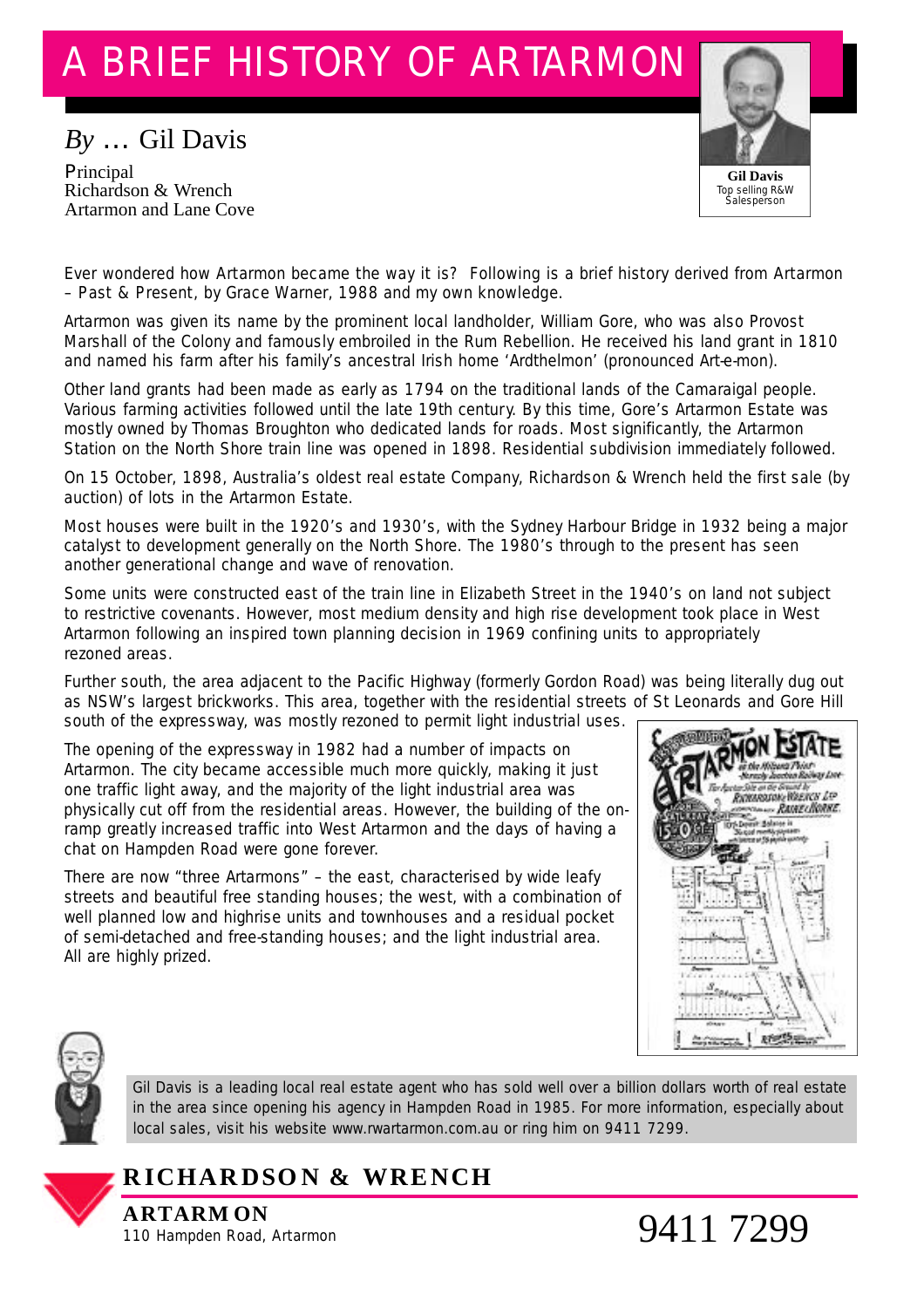# A BRIEF HISTORY OF ARTARMON

*By* … Gil Davis

Principal
Richardson & Wrench
Artarmon and Lane Cove

**Gil Davis**
Top selling R&W Salesperson

Ever wondered how Artarmon became the way it is? Following is a brief history derived from Artarmon – Past & Present, by Grace Warner, 1988 and my own knowledge.

Artarmon was given its name by the prominent local landholder, William Gore, who was also Provost Marshall of the Colony and famously embroiled in the Rum Rebellion. He received his land grant in 1810 and named his farm after his family's ancestral Irish home 'Ardthelmon' (pronounced Art-e-mon).

Other land grants had been made as early as 1794 on the traditional lands of the Camaraigal people. Various farming activities followed until the late 19th century. By this time, Gore's Artarmon Estate was mostly owned by Thomas Broughton who dedicated lands for roads. Most significantly, the Artarmon Station on the North Shore train line was opened in 1898. Residential subdivision immediately followed.

On 15 October, 1898, Australia's oldest real estate Company, Richardson & Wrench held the first sale (by auction) of lots in the Artarmon Estate.

Most houses were built in the 1920's and 1930's, with the Sydney Harbour Bridge in 1932 being a major catalyst to development generally on the North Shore. The 1980's through to the present has seen another generational change and wave of renovation.

Some units were constructed east of the train line in Elizabeth Street in the 1940's on land not subject to restrictive covenants. However, most medium density and high rise development took place in West Artarmon following an inspired town planning decision in 1969 confining units to appropriately rezoned areas.

Further south, the area adjacent to the Pacific Highway (formerly Gordon Road) was being literally dug out as NSW's largest brickworks. This area, together with the residential streets of St Leonards and Gore Hill south of the expressway, was mostly rezoned to permit light industrial uses.

The opening of the expressway in 1982 had a number of impacts on Artarmon. The city became accessible much more quickly, making it just one traffic light away, and the majority of the light industrial area was physically cut off from the residential areas. However, the building of the on-ramp greatly increased traffic into West Artarmon and the days of having a chat on Hampden Road were gone forever.

There are now "three Artarmons" – the east, characterised by wide leafy streets and beautiful free standing houses; the west, with a combination of well planned low and highrise units and townhouses and a residual pocket of semi-detached and free-standing houses; and the light industrial area. All are highly prized.

Gil Davis is a leading local real estate agent who has sold well over a billion dollars worth of real estate in the area since opening his agency in Hampden Road in 1985. For more information, especially about local sales, visit his website www.rwartarmon.com.au or ring him on 9411 7299.

**RICHARDSON & WRENCH**

**ARTARMON**
110 Hampden Road, Artarmon

9411 7299